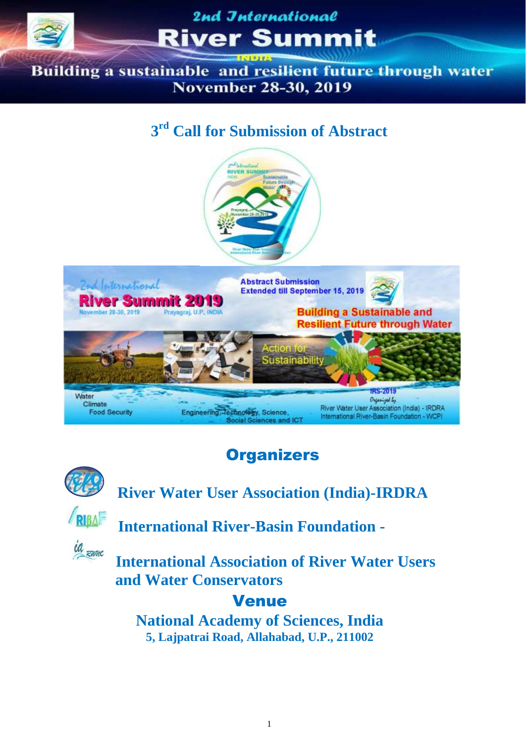# 2nd International River Summit

INDIA

**Building a sustainable and resilient future through water**

**November 28-30, 2019**

## 3rd Call for Submission of Abstract

2nd International River Summit 2019

November 28-30, 2019 Prayagraj, U.P., INDIA

**Abstract Submission Extended till September 15, 2019**

**Building a Sustainable and Resilient Future through Water**

Action for Sustainability

Water
Climate
Food Security

Engineering, Technology, Science, Social Sciences and ICT

IRS-2019

Organized by

River Water User Association (India) - IRDRA

International River-Basin Foundation - WCPI

## Organizers

**River Water User Association (India)-IRDRA**

**International River-Basin Foundation -**

**International Association of River Water Users and Water Conservators**

## Venue

**National Academy of Sciences, India**

**5, Lajpatrai Road, Allahabad, U.P., 211002**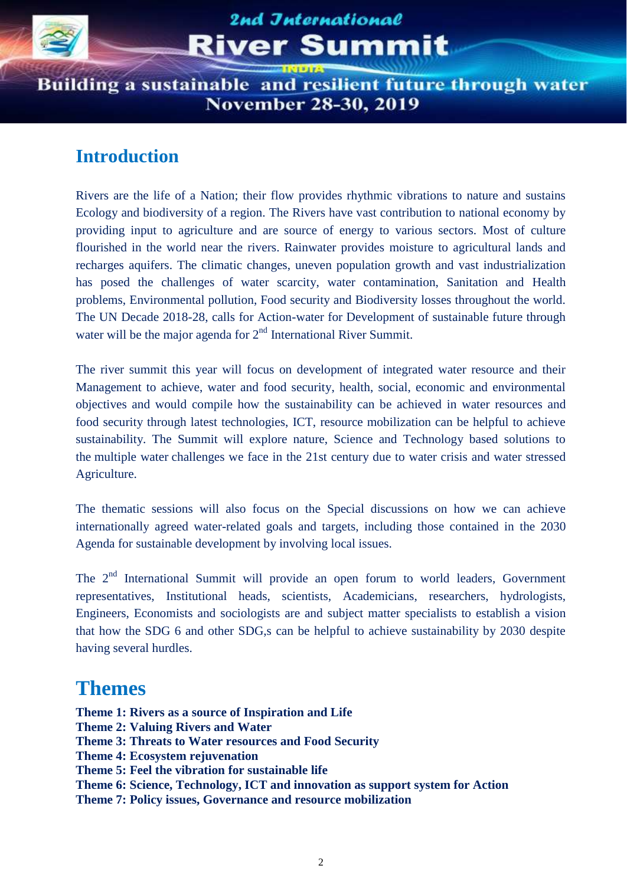## Introduction

Rivers are the life of a Nation; their flow provides rhythmic vibrations to nature and sustains Ecology and biodiversity of a region. The Rivers have vast contribution to national economy by providing input to agriculture and are source of energy to various sectors. Most of culture flourished in the world near the rivers. Rainwater provides moisture to agricultural lands and recharges aquifers. The climatic changes, uneven population growth and vast industrialization has posed the challenges of water scarcity, water contamination, Sanitation and Health problems, Environmental pollution, Food security and Biodiversity losses throughout the world. The UN Decade 2018-28, calls for Action-water for Development of sustainable future through water will be the major agenda for 2nd International River Summit.

The river summit this year will focus on development of integrated water resource and their Management to achieve, water and food security, health, social, economic and environmental objectives and would compile how the sustainability can be achieved in water resources and food security through latest technologies, ICT, resource mobilization can be helpful to achieve sustainability. The Summit will explore nature, Science and Technology based solutions to the multiple water challenges we face in the 21st century due to water crisis and water stressed Agriculture.

The thematic sessions will also focus on the Special discussions on how we can achieve internationally agreed water-related goals and targets, including those contained in the 2030 Agenda for sustainable development by involving local issues.

The 2nd International Summit will provide an open forum to world leaders, Government representatives, Institutional heads, scientists, Academicians, researchers, hydrologists, Engineers, Economists and sociologists are and subject matter specialists to establish a vision that how the SDG 6 and other SDG,s can be helpful to achieve sustainability by 2030 despite having several hurdles.

## Themes

**Theme 1: Rivers as a source of Inspiration and Life**
**Theme 2: Valuing Rivers and Water**
**Theme 3: Threats to Water resources and Food Security**
**Theme 4: Ecosystem rejuvenation**
**Theme 5: Feel the vibration for sustainable life**
**Theme 6: Science, Technology, ICT and innovation as support system for Action**
**Theme 7: Policy issues, Governance and resource mobilization**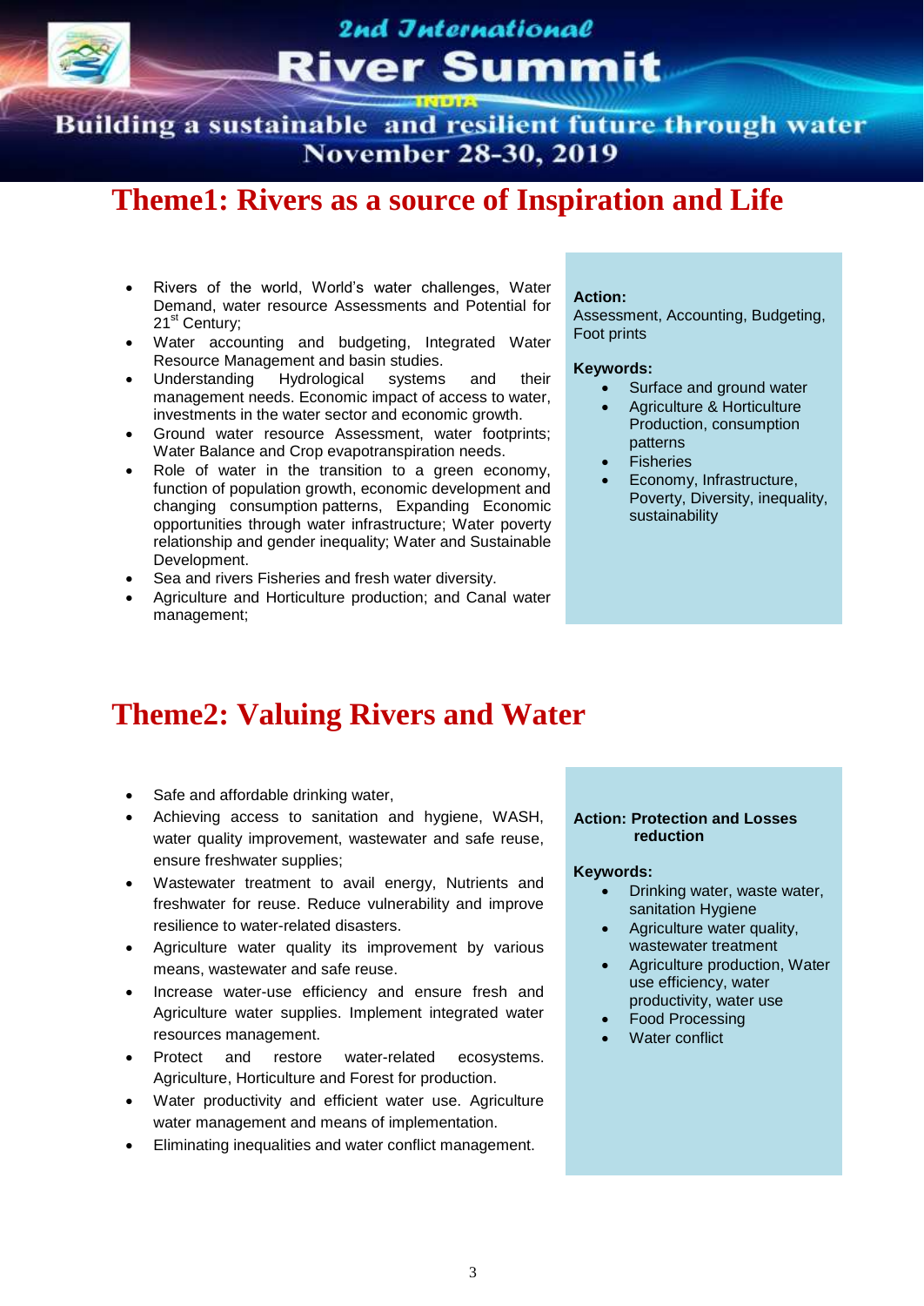# Theme1: Rivers as a source of Inspiration and Life

- Rivers of the world, World's water challenges, Water Demand, water resource Assessments and Potential for 21st Century;
- Water accounting and budgeting, Integrated Water Resource Management and basin studies.
- Understanding Hydrological systems and their management needs. Economic impact of access to water, investments in the water sector and economic growth.
- Ground water resource Assessment, water footprints; Water Balance and Crop evapotranspiration needs.
- Role of water in the transition to a green economy, function of population growth, economic development and changing consumption patterns, Expanding Economic opportunities through water infrastructure; Water poverty relationship and gender inequality; Water and Sustainable Development.
- Sea and rivers Fisheries and fresh water diversity.
- Agriculture and Horticulture production; and Canal water management;

**Action:**
Assessment, Accounting, Budgeting, Foot prints

**Keywords:**

- Surface and ground water
- Agriculture & Horticulture Production, consumption patterns
- Fisheries
- Economy, Infrastructure, Poverty, Diversity, inequality, sustainability

# Theme2: Valuing Rivers and Water

- Safe and affordable drinking water,
- Achieving access to sanitation and hygiene, WASH, water quality improvement, wastewater and safe reuse, ensure freshwater supplies;
- Wastewater treatment to avail energy, Nutrients and freshwater for reuse. Reduce vulnerability and improve resilience to water-related disasters.
- Agriculture water quality its improvement by various means, wastewater and safe reuse.
- Increase water-use efficiency and ensure fresh and Agriculture water supplies. Implement integrated water resources management.
- Protect and restore water-related ecosystems. Agriculture, Horticulture and Forest for production.
- Water productivity and efficient water use. Agriculture water management and means of implementation.
- Eliminating inequalities and water conflict management.

**Action: Protection and Losses reduction**

**Keywords:**

- Drinking water, waste water, sanitation Hygiene
- Agriculture water quality, wastewater treatment
- Agriculture production, Water use efficiency, water productivity, water use
- Food Processing
- Water conflict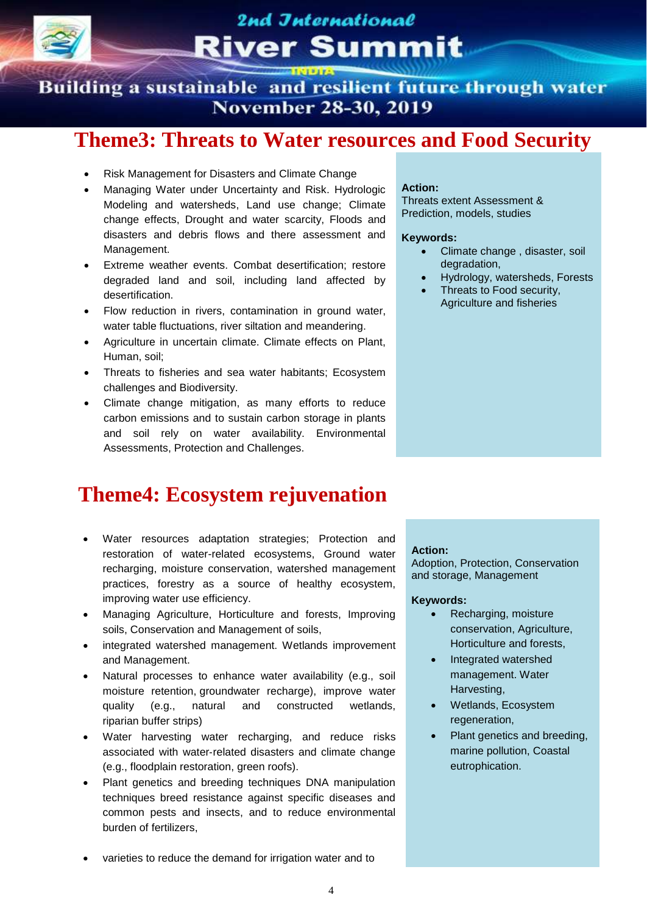## Theme3: Threats to Water resources and Food Security

- Risk Management for Disasters and Climate Change
- Managing Water under Uncertainty and Risk. Hydrologic Modeling and watersheds, Land use change; Climate change effects, Drought and water scarcity, Floods and disasters and debris flows and there assessment and Management.
- Extreme weather events. Combat desertification; restore degraded land and soil, including land affected by desertification.
- Flow reduction in rivers, contamination in ground water, water table fluctuations, river siltation and meandering.
- Agriculture in uncertain climate. Climate effects on Plant, Human, soil;
- Threats to fisheries and sea water habitants; Ecosystem challenges and Biodiversity.
- Climate change mitigation, as many efforts to reduce carbon emissions and to sustain carbon storage in plants and soil rely on water availability. Environmental Assessments, Protection and Challenges.

**Action:**
Threats extent Assessment & Prediction, models, studies

**Keywords:**

- Climate change , disaster, soil degradation,
- Hydrology, watersheds, Forests
- Threats to Food security, Agriculture and fisheries

## Theme4: Ecosystem rejuvenation

- Water resources adaptation strategies; Protection and restoration of water-related ecosystems, Ground water recharging, moisture conservation, watershed management practices, forestry as a source of healthy ecosystem, improving water use efficiency.
- Managing Agriculture, Horticulture and forests, Improving soils, Conservation and Management of soils,
- integrated watershed management. Wetlands improvement and Management.
- Natural processes to enhance water availability (e.g., soil moisture retention, groundwater recharge), improve water quality (e.g., natural and constructed wetlands, riparian buffer strips)
- Water harvesting water recharging, and reduce risks associated with water-related disasters and climate change (e.g., floodplain restoration, green roofs).
- Plant genetics and breeding techniques DNA manipulation techniques breed resistance against specific diseases and common pests and insects, and to reduce environmental burden of fertilizers,
- varieties to reduce the demand for irrigation water and to

**Action:**
Adoption, Protection, Conservation and storage, Management

**Keywords:**

- Recharging, moisture conservation, Agriculture, Horticulture and forests,
- Integrated watershed management. Water Harvesting,
- Wetlands, Ecosystem regeneration,
- Plant genetics and breeding, marine pollution, Coastal eutrophication.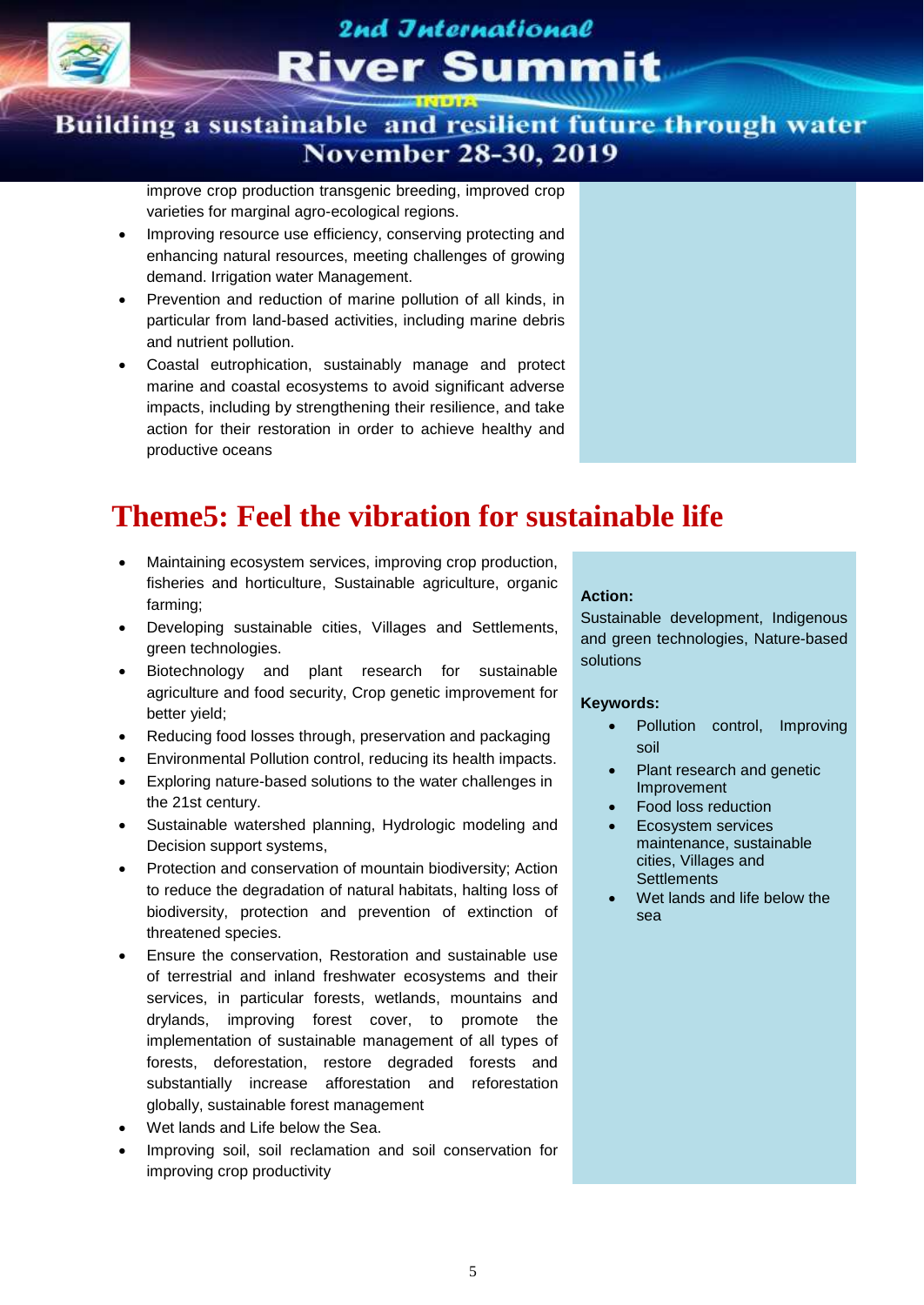improve crop production transgenic breeding, improved crop varieties for marginal agro-ecological regions.

- Improving resource use efficiency, conserving protecting and enhancing natural resources, meeting challenges of growing demand. Irrigation water Management.
- Prevention and reduction of marine pollution of all kinds, in particular from land-based activities, including marine debris and nutrient pollution.
- Coastal eutrophication, sustainably manage and protect marine and coastal ecosystems to avoid significant adverse impacts, including by strengthening their resilience, and take action for their restoration in order to achieve healthy and productive oceans

# Theme5: Feel the vibration for sustainable life

- Maintaining ecosystem services, improving crop production, fisheries and horticulture, Sustainable agriculture, organic farming;
- Developing sustainable cities, Villages and Settlements, green technologies.
- Biotechnology and plant research for sustainable agriculture and food security, Crop genetic improvement for better yield;
- Reducing food losses through, preservation and packaging
- Environmental Pollution control, reducing its health impacts.
- Exploring nature-based solutions to the water challenges in the 21st century.
- Sustainable watershed planning, Hydrologic modeling and Decision support systems,
- Protection and conservation of mountain biodiversity; Action to reduce the degradation of natural habitats, halting loss of biodiversity, protection and prevention of extinction of threatened species.
- Ensure the conservation, Restoration and sustainable use of terrestrial and inland freshwater ecosystems and their services, in particular forests, wetlands, mountains and drylands, improving forest cover, to promote the implementation of sustainable management of all types of forests, deforestation, restore degraded forests and substantially increase afforestation and reforestation globally, sustainable forest management
- Wet lands and Life below the Sea.
- Improving soil, soil reclamation and soil conservation for improving crop productivity

**Action:**

Sustainable development, Indigenous and green technologies, Nature-based solutions

**Keywords:**

- Pollution control, Improving soil
- Plant research and genetic Improvement
- Food loss reduction
- Ecosystem services maintenance, sustainable cities, Villages and Settlements
- Wet lands and life below the sea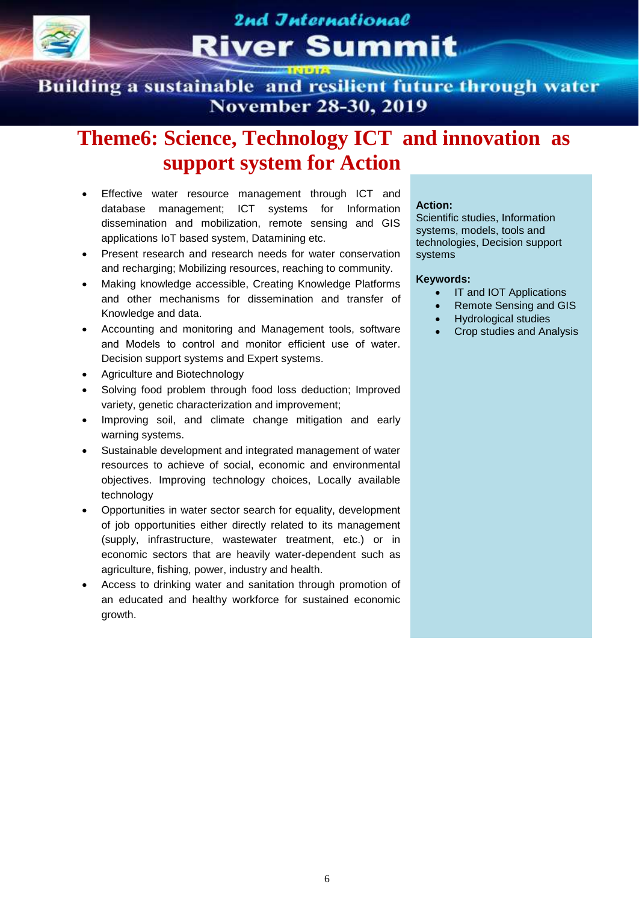# Theme6: Science, Technology ICT and innovation as support system for Action

- Effective water resource management through ICT and database management; ICT systems for Information dissemination and mobilization, remote sensing and GIS applications IoT based system, Datamining etc.
- Present research and research needs for water conservation and recharging; Mobilizing resources, reaching to community.
- Making knowledge accessible, Creating Knowledge Platforms and other mechanisms for dissemination and transfer of Knowledge and data.
- Accounting and monitoring and Management tools, software and Models to control and monitor efficient use of water. Decision support systems and Expert systems.
- Agriculture and Biotechnology
- Solving food problem through food loss deduction; Improved variety, genetic characterization and improvement;
- Improving soil, and climate change mitigation and early warning systems.
- Sustainable development and integrated management of water resources to achieve of social, economic and environmental objectives. Improving technology choices, Locally available technology
- Opportunities in water sector search for equality, development of job opportunities either directly related to its management (supply, infrastructure, wastewater treatment, etc.) or in economic sectors that are heavily water-dependent such as agriculture, fishing, power, industry and health.
- Access to drinking water and sanitation through promotion of an educated and healthy workforce for sustained economic growth.

**Action:**
Scientific studies, Information systems, models, tools and technologies, Decision support systems

**Keywords:**

- IT and IOT Applications
- Remote Sensing and GIS
- Hydrological studies
- Crop studies and Analysis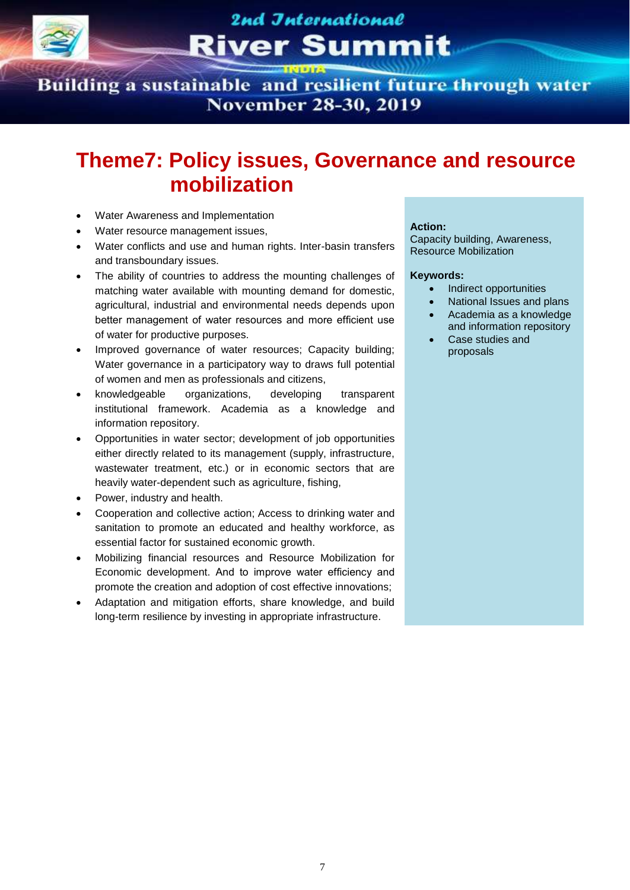# Theme7: Policy issues, Governance and resource mobilization

- Water Awareness and Implementation
- Water resource management issues,
- Water conflicts and use and human rights. Inter-basin transfers and transboundary issues.
- The ability of countries to address the mounting challenges of matching water available with mounting demand for domestic, agricultural, industrial and environmental needs depends upon better management of water resources and more efficient use of water for productive purposes.
- Improved governance of water resources; Capacity building; Water governance in a participatory way to draws full potential of women and men as professionals and citizens,
- knowledgeable organizations, developing transparent institutional framework. Academia as a knowledge and information repository.
- Opportunities in water sector; development of job opportunities either directly related to its management (supply, infrastructure, wastewater treatment, etc.) or in economic sectors that are heavily water-dependent such as agriculture, fishing,
- Power, industry and health.
- Cooperation and collective action; Access to drinking water and sanitation to promote an educated and healthy workforce, as essential factor for sustained economic growth.
- Mobilizing financial resources and Resource Mobilization for Economic development. And to improve water efficiency and promote the creation and adoption of cost effective innovations;
- Adaptation and mitigation efforts, share knowledge, and build long-term resilience by investing in appropriate infrastructure.

**Action:**
Capacity building, Awareness, Resource Mobilization

**Keywords:**

- Indirect opportunities
- National Issues and plans
- Academia as a knowledge and information repository
- Case studies and proposals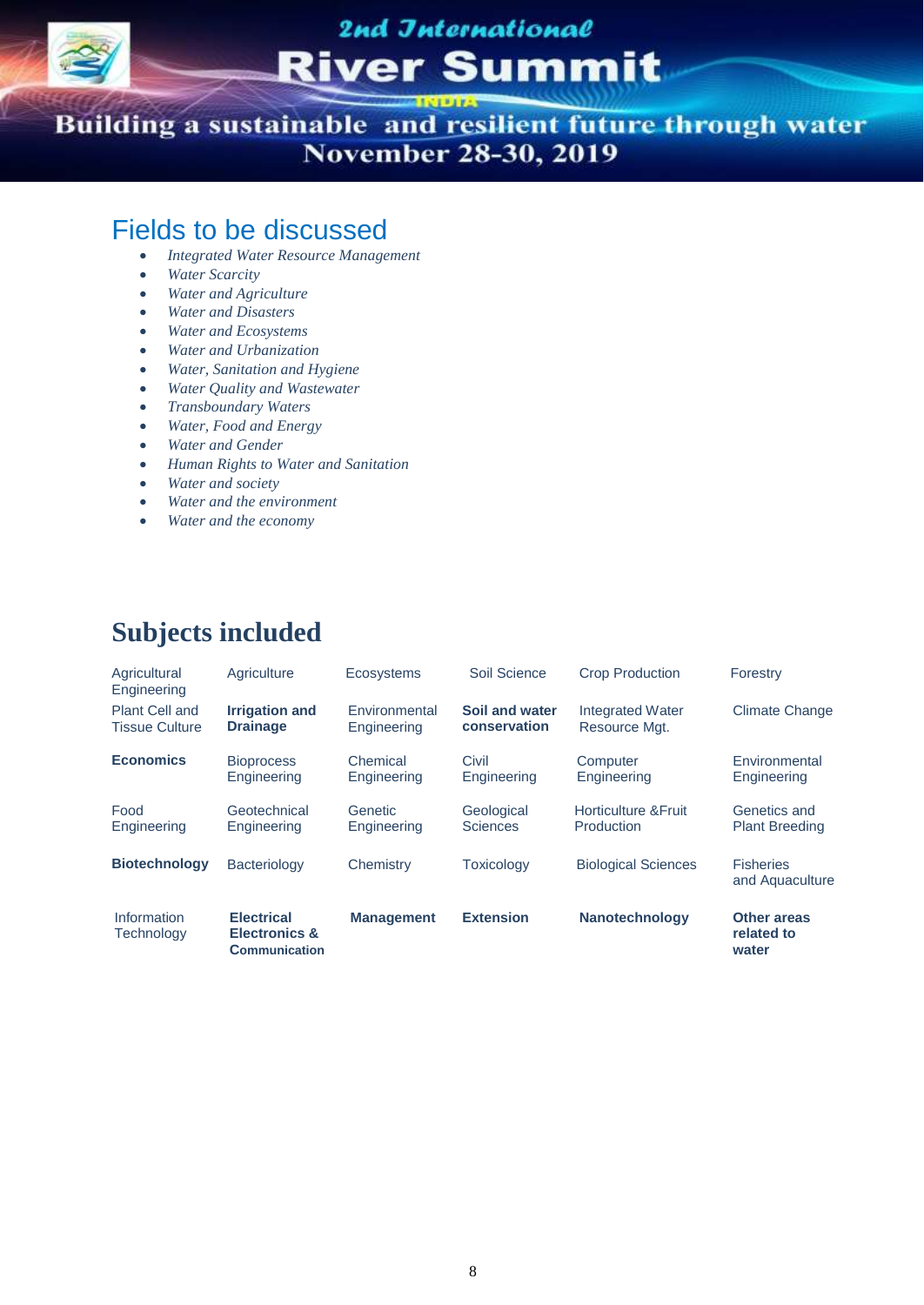## Fields to be discussed

- *Integrated Water Resource Management*
- *Water Scarcity*
- *Water and Agriculture*
- *Water and Disasters*
- *Water and Ecosystems*
- *Water and Urbanization*
- *Water, Sanitation and Hygiene*
- *Water Quality and Wastewater*
- *Transboundary Waters*
- *Water, Food and Energy*
- *Water and Gender*
- *Human Rights to Water and Sanitation*
- *Water and society*
- *Water and the environment*
- *Water and the economy*

## Subjects included

| | | | | | |
|---|---|---|---|---|---|
| Agricultural Engineering | Agriculture | Ecosystems | Soil Science | Crop Production | Forestry |
| Plant Cell and Tissue Culture | **Irrigation and Drainage** | Environmental Engineering | **Soil and water conservation** | Integrated Water Resource Mgt. | Climate Change |
| **Economics** | Bioprocess Engineering | Chemical Engineering | Civil Engineering | Computer Engineering | Environmental Engineering |
| Food Engineering | Geotechnical Engineering | Genetic Engineering | Geological Sciences | Horticulture &Fruit Production | Genetics and Plant Breeding |
| **Biotechnology** | Bacteriology | Chemistry | Toxicology | Biological Sciences | Fisheries and Aquaculture |
| Information Technology | **Electrical Electronics & Communication** | **Management** | **Extension** | **Nanotechnology** | **Other areas related to water** |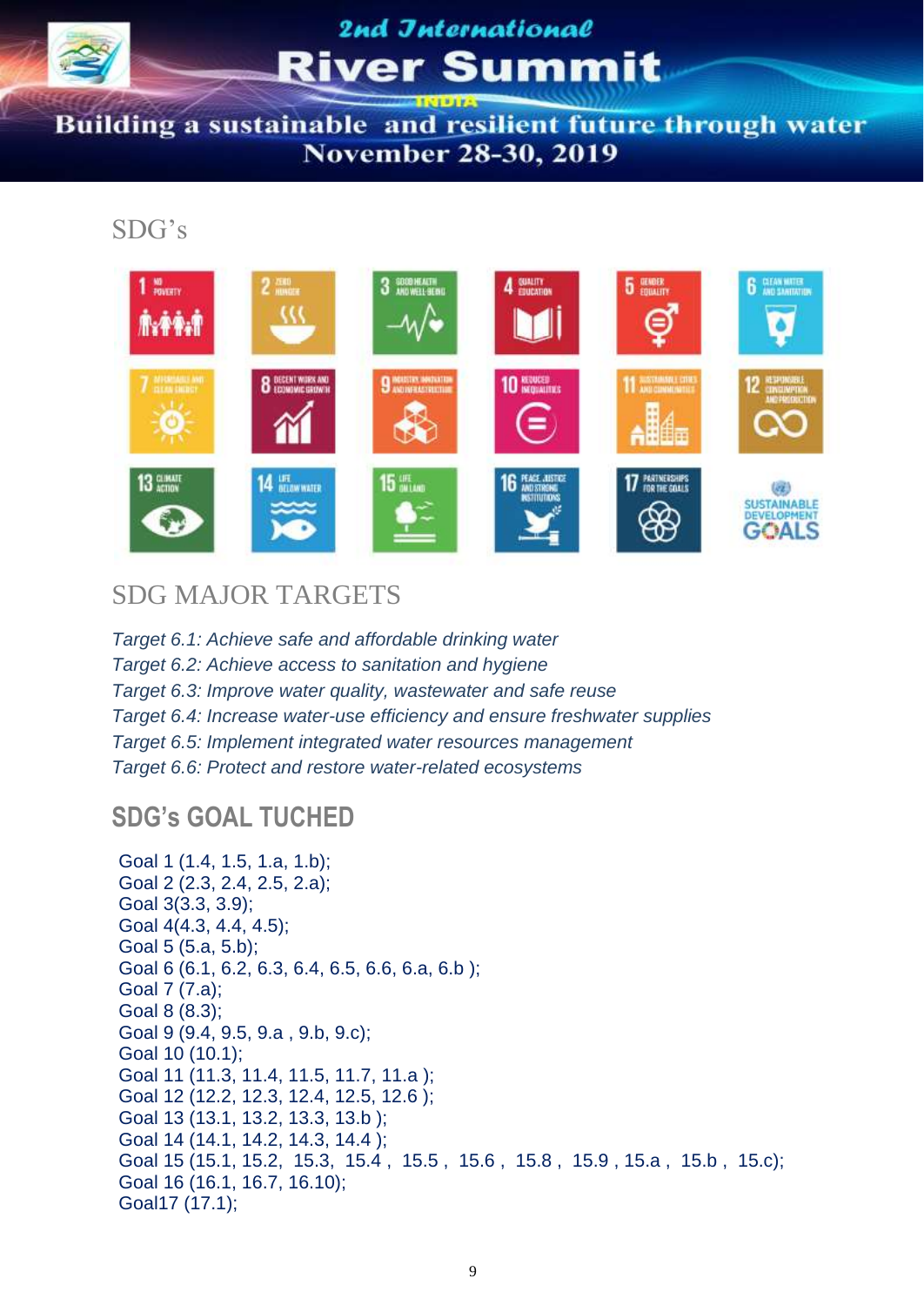## SDG's

## SDG MAJOR TARGETS

*Target 6.1: Achieve safe and affordable drinking water*
*Target 6.2: Achieve access to sanitation and hygiene*
*Target 6.3: Improve water quality, wastewater and safe reuse*
*Target 6.4: Increase water-use efficiency and ensure freshwater supplies*
*Target 6.5: Implement integrated water resources management*
*Target 6.6: Protect and restore water-related ecosystems*

## SDG's GOAL TUCHED

Goal 1 (1.4, 1.5, 1.a, 1.b);
Goal 2 (2.3, 2.4, 2.5, 2.a);
Goal 3(3.3, 3.9);
Goal 4(4.3, 4.4, 4.5);
Goal 5 (5.a, 5.b);
Goal 6 (6.1, 6.2, 6.3, 6.4, 6.5, 6.6, 6.a, 6.b );
Goal 7 (7.a);
Goal 8 (8.3);
Goal 9 (9.4, 9.5, 9.a , 9.b, 9.c);
Goal 10 (10.1);
Goal 11 (11.3, 11.4, 11.5, 11.7, 11.a );
Goal 12 (12.2, 12.3, 12.4, 12.5, 12.6 );
Goal 13 (13.1, 13.2, 13.3, 13.b );
Goal 14 (14.1, 14.2, 14.3, 14.4 );
Goal 15 (15.1, 15.2, 15.3, 15.4 , 15.5 , 15.6 , 15.8 , 15.9 , 15.a , 15.b , 15.c);
Goal 16 (16.1, 16.7, 16.10);
Goal17 (17.1);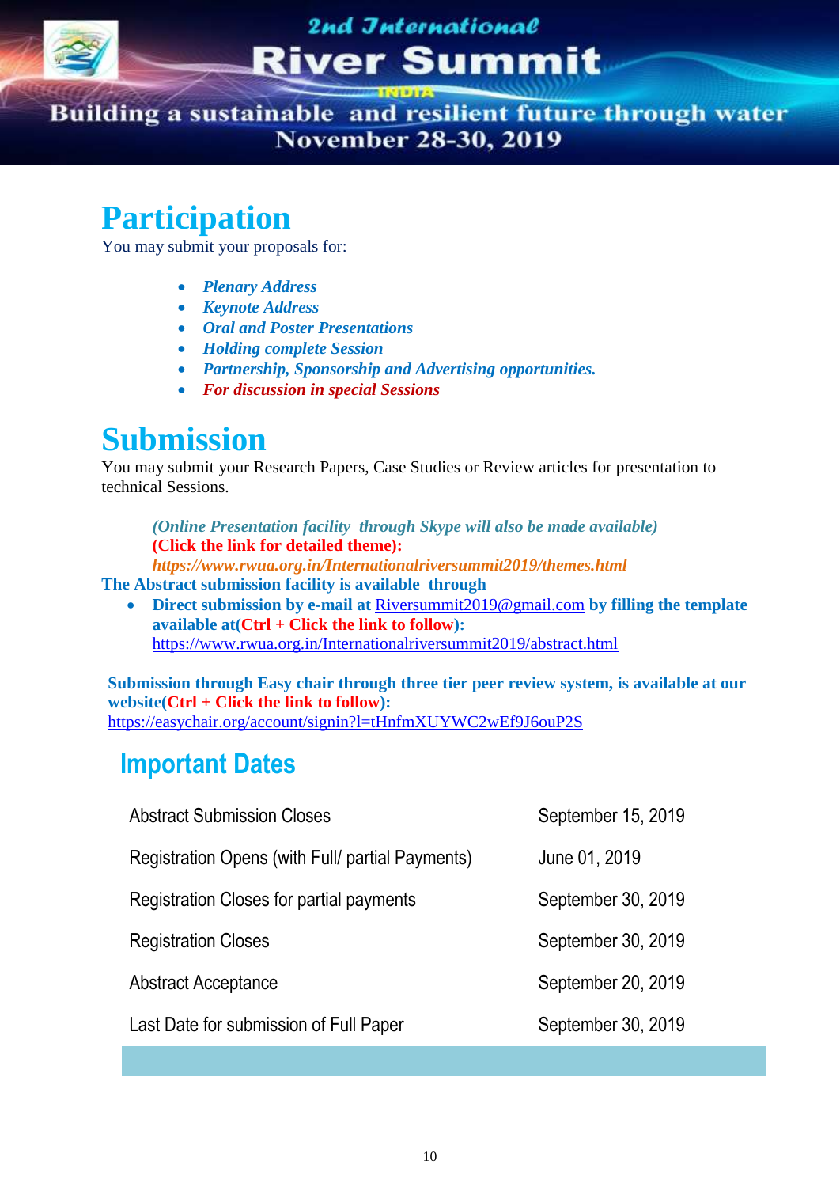# 2nd International River Summit

INDIA

Building a sustainable and resilient future through water

November 28-30, 2019

## Participation

You may submit your proposals for:

- ***Plenary Address***
- ***Keynote Address***
- ***Oral and Poster Presentations***
- ***Holding complete Session***
- ***Partnership, Sponsorship and Advertising opportunities.***
- ***For discussion in special Sessions***

## Submission

You may submit your Research Papers, Case Studies or Review articles for presentation to technical Sessions.

***(Online Presentation facility through Skype will also be made available)***
**(Click the link for detailed theme):**
***https://www.rwua.org.in/Internationalriversummit2019/themes.html***

**The Abstract submission facility is available through**

- **Direct submission by e-mail at** Riversummit2019@gmail.com **by filling the template available at(Ctrl + Click the link to follow):** https://www.rwua.org.in/Internationalriversummit2019/abstract.html

**Submission through Easy chair through three tier peer review system, is available at our website(Ctrl + Click the link to follow):**
https://easychair.org/account/signin?l=tHnfmXUYWC2wEf9J6ouP2S

## Important Dates

| | |
|---|---|
| Abstract Submission Closes | September 15, 2019 |
| Registration Opens (with Full/ partial Payments) | June 01, 2019 |
| Registration Closes for partial payments | September 30, 2019 |
| Registration Closes | September 30, 2019 |
| Abstract Acceptance | September 20, 2019 |
| Last Date for submission of Full Paper | September 30, 2019 |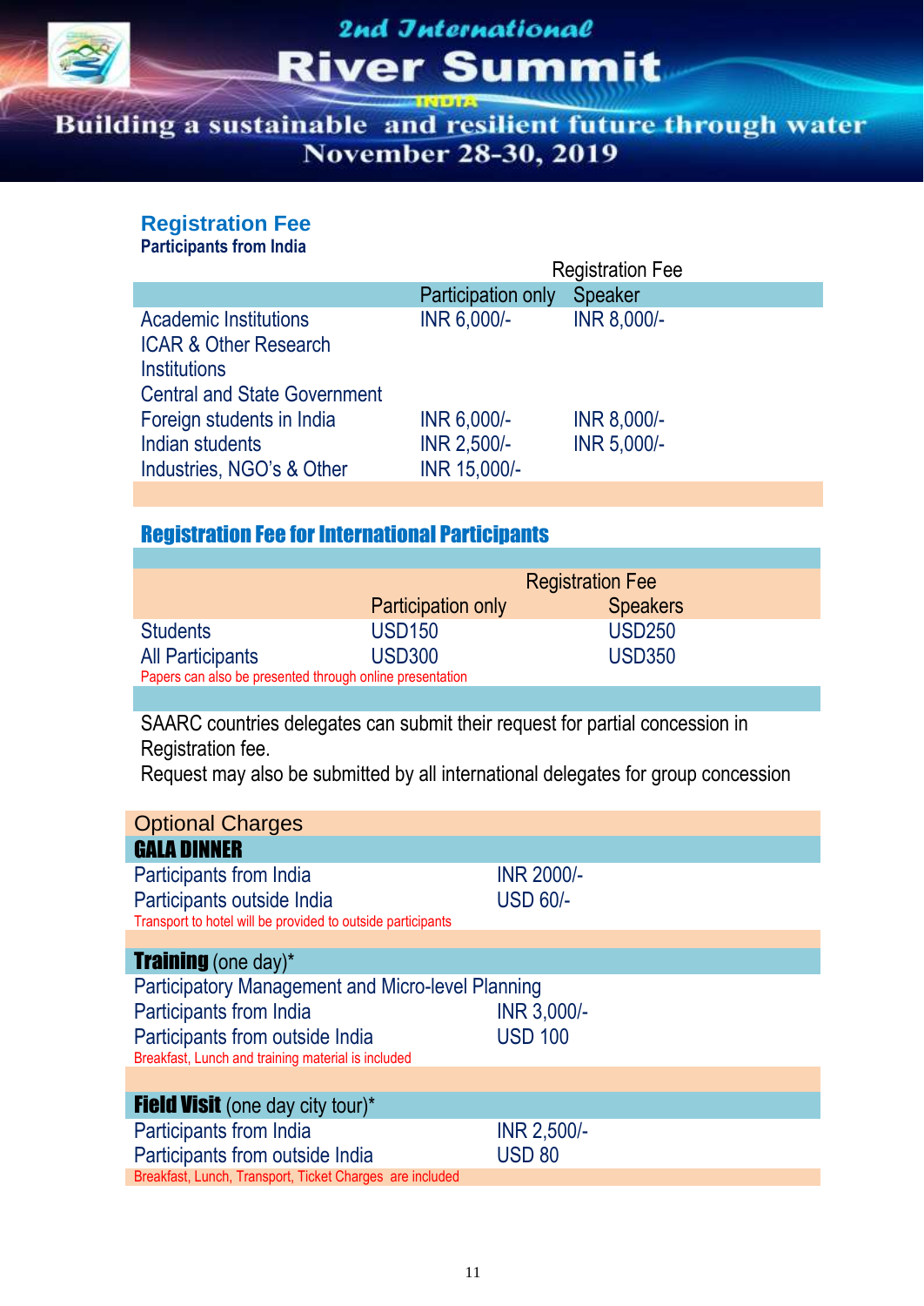2nd International

# River Summit

INDIA

Building a sustainable and resilient future through water

November 28-30, 2019

## Registration Fee

**Participants from India**

| | Registration Fee | |
|---|---|---|
| | Participation only | Speaker |
| Academic Institutions | INR 6,000/- | INR 8,000/- |
| ICAR & Other Research Institutions | | |
| Central and State Government | | |
| Foreign students in India | INR 6,000/- | INR 8,000/- |
| Indian students | INR 2,500/- | INR 5,000/- |
| Industries, NGO's & Other | INR 15,000/- | |

## Registration Fee for International Participants

| | Registration Fee | |
|---|---|---|
| | Participation only | Speakers |
| Students | USD150 | USD250 |
| All Participants | USD300 | USD350 |

Papers can also be presented through online presentation

SAARC countries delegates can submit their request for partial concession in Registration fee.

Request may also be submitted by all international delegates for group concession

## Optional Charges

### GALA DINNER

| | |
|---|---|
| Participants from India | INR 2000/- |
| Participants outside India | USD 60/- |

Transport to hotel will be provided to outside participants

### Training (one day)*

Participatory Management and Micro-level Planning

| | |
|---|---|
| Participants from India | INR 3,000/- |
| Participants from outside India | USD 100 |

Breakfast, Lunch and training material is included

### Field Visit (one day city tour)*

| | |
|---|---|
| Participants from India | INR 2,500/- |
| Participants from outside India | USD 80 |

Breakfast, Lunch, Transport, Ticket Charges are included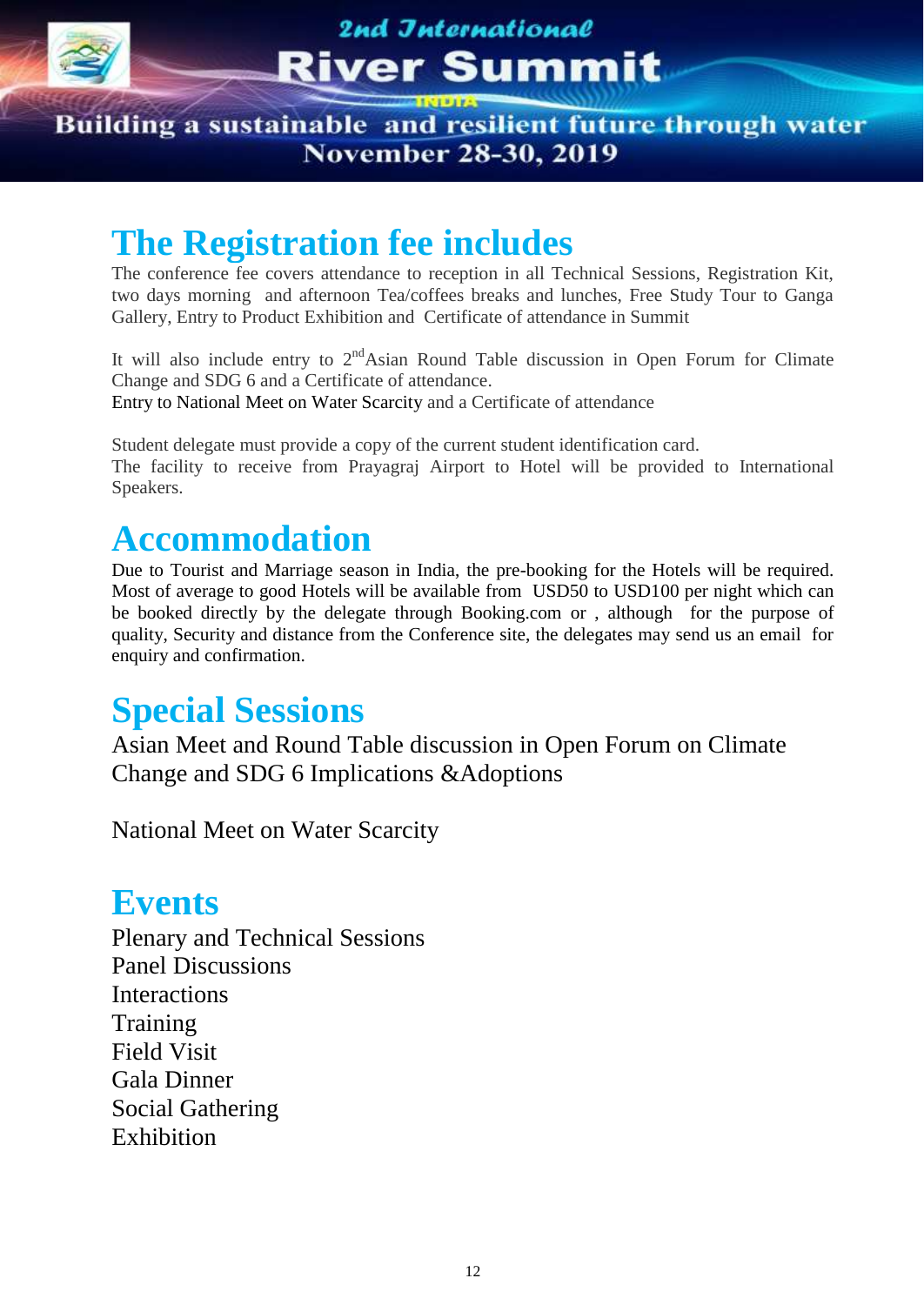# The Registration fee includes

The conference fee covers attendance to reception in all Technical Sessions, Registration Kit, two days morning and afternoon Tea/coffees breaks and lunches, Free Study Tour to Ganga Gallery, Entry to Product Exhibition and Certificate of attendance in Summit

It will also include entry to 2nd Asian Round Table discussion in Open Forum for Climate Change and SDG 6 and a Certificate of attendance.
Entry to National Meet on Water Scarcity and a Certificate of attendance

Student delegate must provide a copy of the current student identification card.
The facility to receive from Prayagraj Airport to Hotel will be provided to International Speakers.

# Accommodation

Due to Tourist and Marriage season in India, the pre-booking for the Hotels will be required. Most of average to good Hotels will be available from USD50 to USD100 per night which can be booked directly by the delegate through Booking.com or , although for the purpose of quality, Security and distance from the Conference site, the delegates may send us an email for enquiry and confirmation.

# Special Sessions

Asian Meet and Round Table discussion in Open Forum on Climate Change and SDG 6 Implications &Adoptions

National Meet on Water Scarcity

# Events

Plenary and Technical Sessions
Panel Discussions
Interactions
Training
Field Visit
Gala Dinner
Social Gathering
Exhibition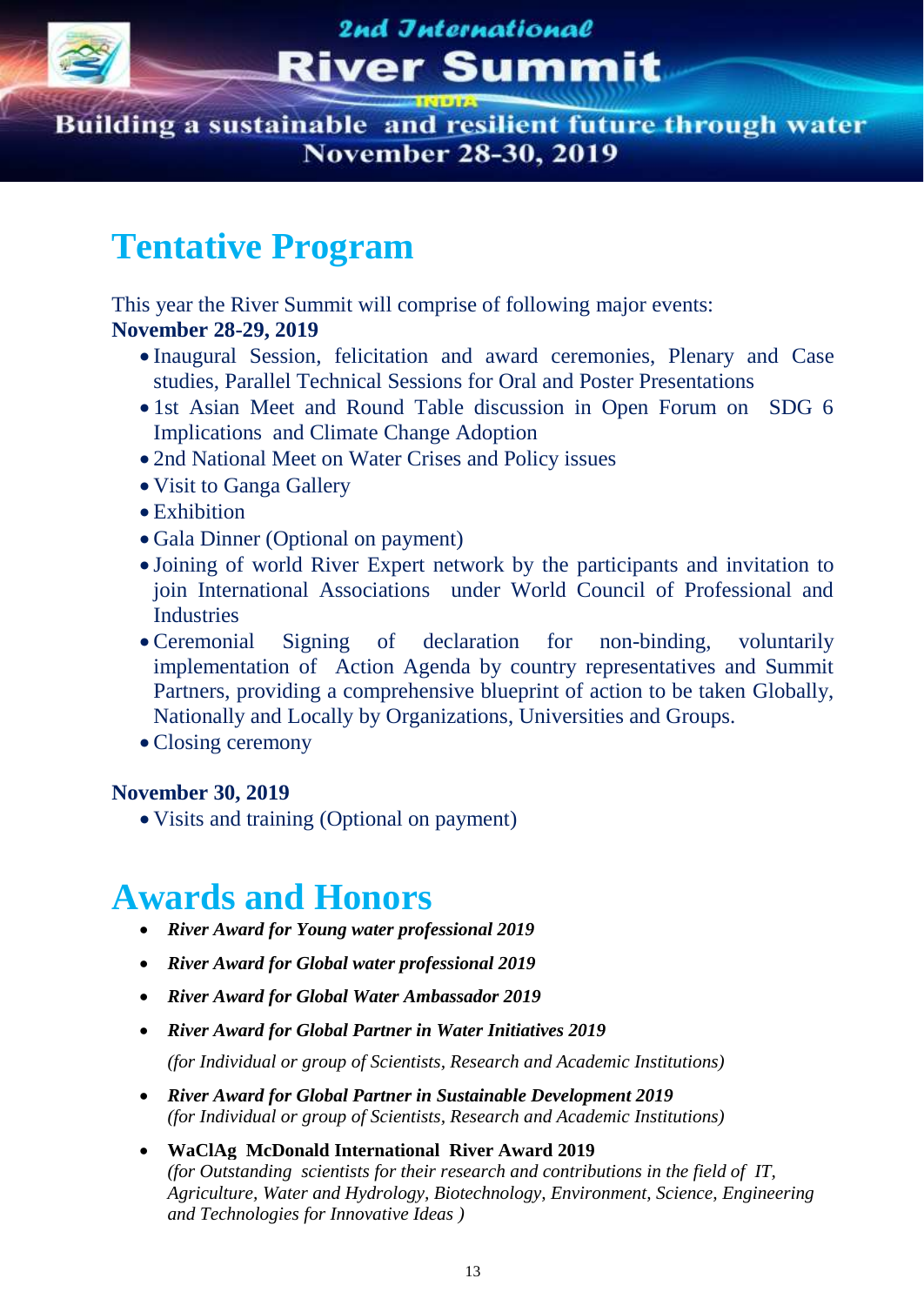# Tentative Program

This year the River Summit will comprise of following major events:

**November 28-29, 2019**

- Inaugural Session, felicitation and award ceremonies, Plenary and Case studies, Parallel Technical Sessions for Oral and Poster Presentations
- 1st Asian Meet and Round Table discussion in Open Forum on SDG 6 Implications and Climate Change Adoption
- 2nd National Meet on Water Crises and Policy issues
- Visit to Ganga Gallery
- Exhibition
- Gala Dinner (Optional on payment)
- Joining of world River Expert network by the participants and invitation to join International Associations under World Council of Professional and Industries
- Ceremonial Signing of declaration for non-binding, voluntarily implementation of Action Agenda by country representatives and Summit Partners, providing a comprehensive blueprint of action to be taken Globally, Nationally and Locally by Organizations, Universities and Groups.
- Closing ceremony

**November 30, 2019**

- Visits and training (Optional on payment)

# Awards and Honors

- ***River Award for Young water professional 2019***
- ***River Award for Global water professional 2019***
- ***River Award for Global Water Ambassador 2019***
- ***River Award for Global Partner in Water Initiatives 2019***
  *(for Individual or group of Scientists, Research and Academic Institutions)*
- ***River Award for Global Partner in Sustainable Development 2019***
  *(for Individual or group of Scientists, Research and Academic Institutions)*
- **WaClAg McDonald International River Award 2019**
  *(for Outstanding scientists for their research and contributions in the field of IT, Agriculture, Water and Hydrology, Biotechnology, Environment, Science, Engineering and Technologies for Innovative Ideas )*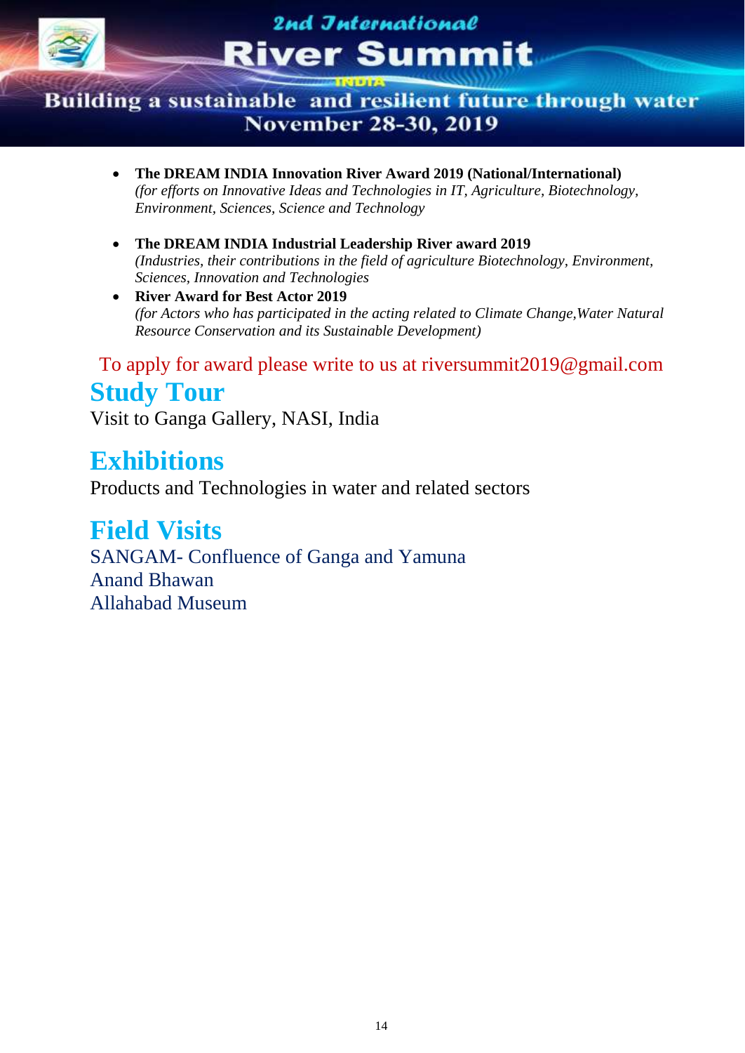- **The DREAM INDIA Innovation River Award 2019 (National/International)**
  *(for efforts on Innovative Ideas and Technologies in IT, Agriculture, Biotechnology, Environment, Sciences, Science and Technology*

- **The DREAM INDIA Industrial Leadership River award 2019**
  *(Industries, their contributions in the field of agriculture Biotechnology, Environment, Sciences, Innovation and Technologies*
- **River Award for Best Actor 2019**
  *(for Actors who has participated in the acting related to Climate Change,Water Natural Resource Conservation and its Sustainable Development)*

To apply for award please write to us at riversummit2019@gmail.com

## Study Tour

Visit to Ganga Gallery, NASI, India

## Exhibitions

Products and Technologies in water and related sectors

## Field Visits

SANGAM- Confluence of Ganga and Yamuna
Anand Bhawan
Allahabad Museum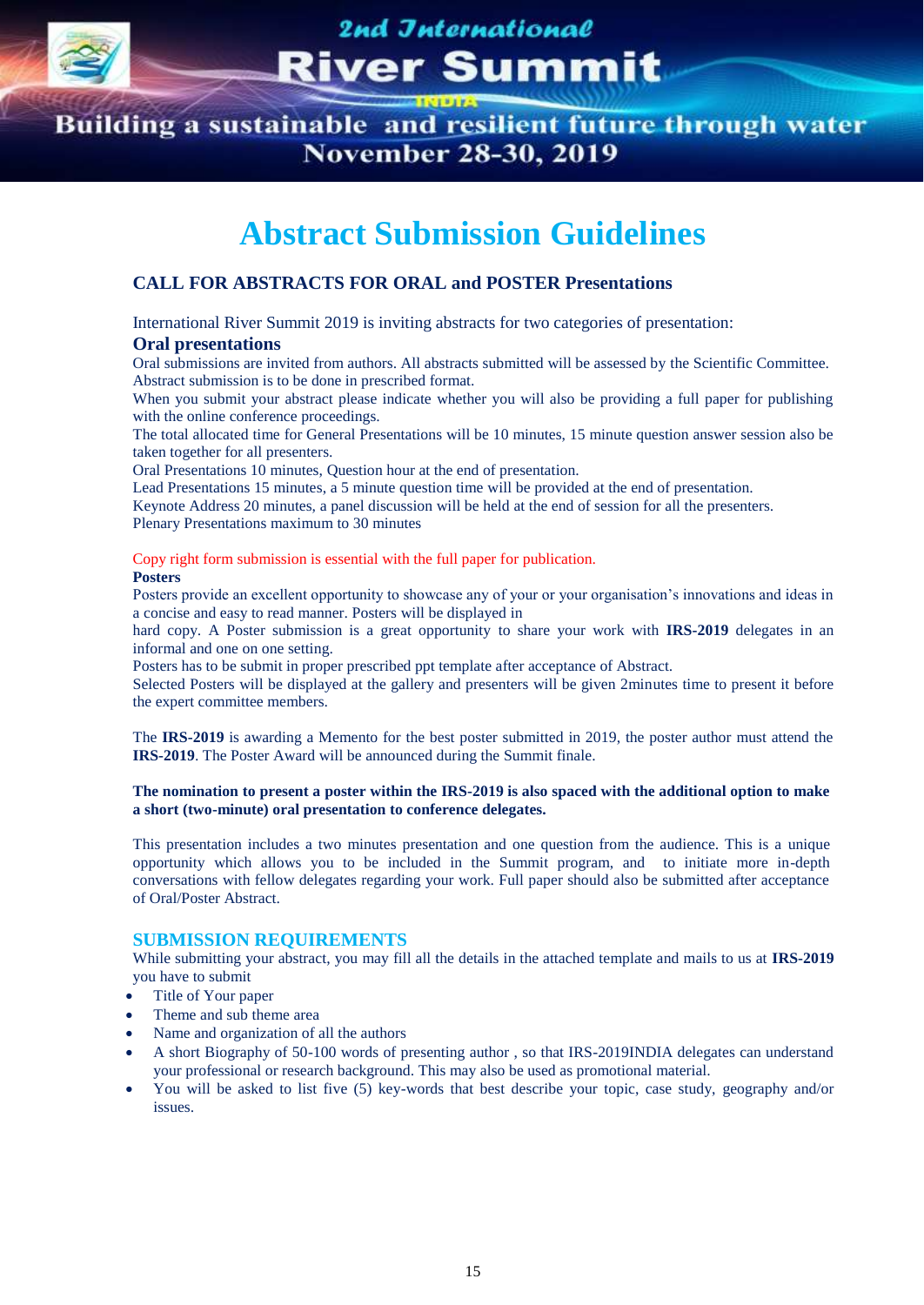# Abstract Submission Guidelines

## CALL FOR ABSTRACTS FOR ORAL and POSTER Presentations

International River Summit 2019 is inviting abstracts for two categories of presentation:

### Oral presentations

Oral submissions are invited from authors. All abstracts submitted will be assessed by the Scientific Committee. Abstract submission is to be done in prescribed format.

When you submit your abstract please indicate whether you will also be providing a full paper for publishing with the online conference proceedings.

The total allocated time for General Presentations will be 10 minutes, 15 minute question answer session also be taken together for all presenters.

Oral Presentations 10 minutes, Question hour at the end of presentation.

Lead Presentations 15 minutes, a 5 minute question time will be provided at the end of presentation.

Keynote Address 20 minutes, a panel discussion will be held at the end of session for all the presenters.

Plenary Presentations maximum to 30 minutes

Copy right form submission is essential with the full paper for publication.

**Posters**

Posters provide an excellent opportunity to showcase any of your or your organisation's innovations and ideas in a concise and easy to read manner. Posters will be displayed in hard copy. A Poster submission is a great opportunity to share your work with **IRS-2019** delegates in an informal and one on one setting.

Posters has to be submit in proper prescribed ppt template after acceptance of Abstract.

Selected Posters will be displayed at the gallery and presenters will be given 2minutes time to present it before the expert committee members.

The **IRS-2019** is awarding a Memento for the best poster submitted in 2019, the poster author must attend the **IRS-2019**. The Poster Award will be announced during the Summit finale.

**The nomination to present a poster within the IRS-2019 is also spaced with the additional option to make a short (two-minute) oral presentation to conference delegates.**

This presentation includes a two minutes presentation and one question from the audience. This is a unique opportunity which allows you to be included in the Summit program, and to initiate more in-depth conversations with fellow delegates regarding your work. Full paper should also be submitted after acceptance of Oral/Poster Abstract.

## SUBMISSION REQUIREMENTS

While submitting your abstract, you may fill all the details in the attached template and mails to us at **IRS-2019** you have to submit

- Title of Your paper
- Theme and sub theme area
- Name and organization of all the authors
- A short Biography of 50-100 words of presenting author , so that IRS-2019INDIA delegates can understand your professional or research background. This may also be used as promotional material.
- You will be asked to list five (5) key-words that best describe your topic, case study, geography and/or issues.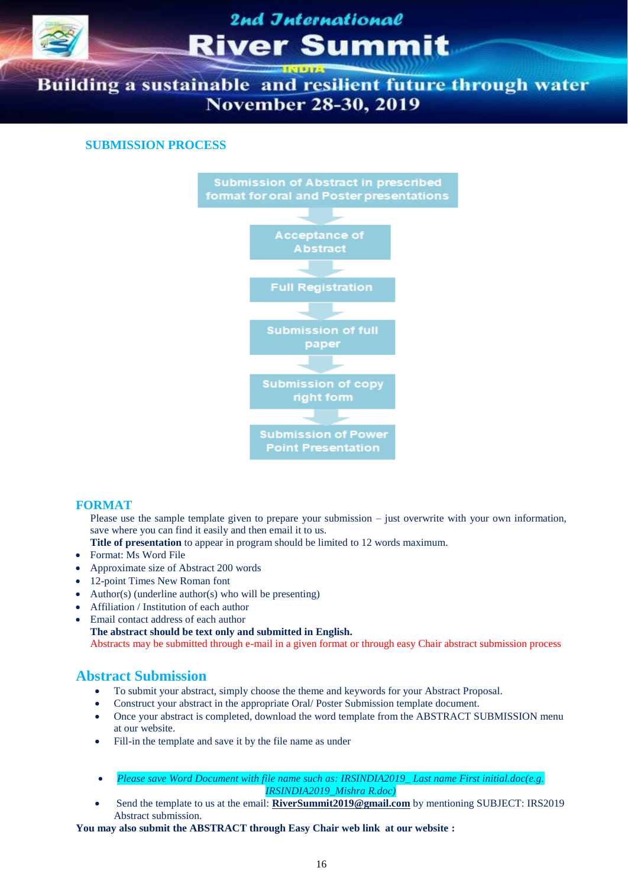## SUBMISSION PROCESS

Submission of Abstract in prescribed format for oral and Poster presentations

Acceptance of Abstract

Full Registration

Submission of full paper

Submission of copy right form

Submission of Power Point Presentation

## FORMAT

Please use the sample template given to prepare your submission – just overwrite with your own information, save where you can find it easily and then email it to us.

**Title of presentation** to appear in program should be limited to 12 words maximum.

- Format: Ms Word File
- Approximate size of Abstract 200 words
- 12-point Times New Roman font
- Author(s) (underline author(s) who will be presenting)
- Affiliation / Institution of each author
- Email contact address of each author

**The abstract should be text only and submitted in English.**

Abstracts may be submitted through e-mail in a given format or through easy Chair abstract submission process

## Abstract Submission

- To submit your abstract, simply choose the theme and keywords for your Abstract Proposal.
- Construct your abstract in the appropriate Oral/ Poster Submission template document.
- Once your abstract is completed, download the word template from the ABSTRACT SUBMISSION menu at our website.
- Fill-in the template and save it by the file name as under

- *Please save Word Document with file name such as: IRSINDIA2019_ Last name First initial.doc(e.g. IRSINDIA2019_Mishra R.doc)*
- Send the template to us at the email: **RiverSummit2019@gmail.com** by mentioning SUBJECT: IRS2019 Abstract submission.

**You may also submit the ABSTRACT through Easy Chair web link at our website :**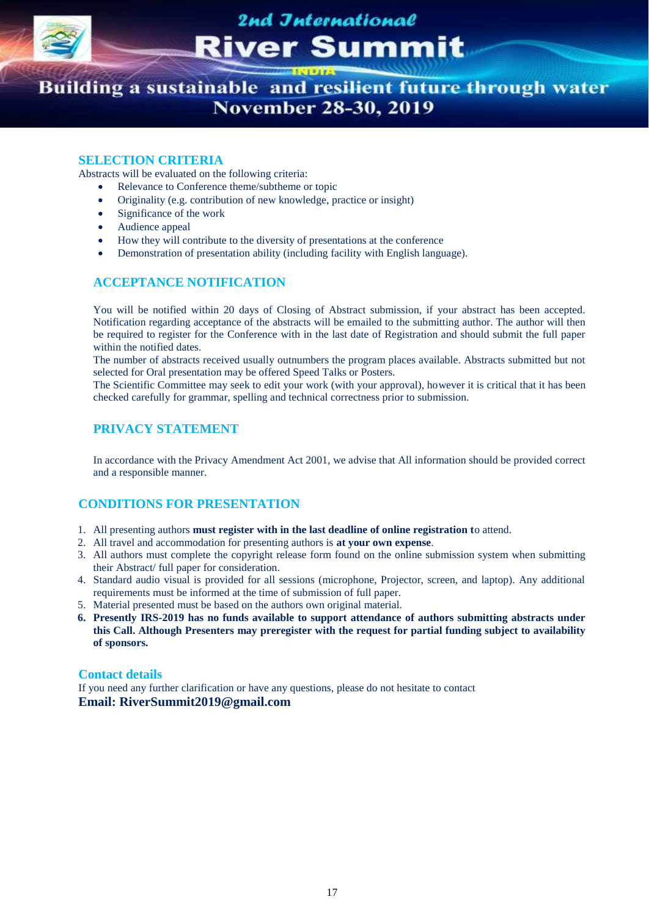## SELECTION CRITERIA

Abstracts will be evaluated on the following criteria:

- Relevance to Conference theme/subtheme or topic
- Originality (e.g. contribution of new knowledge, practice or insight)
- Significance of the work
- Audience appeal
- How they will contribute to the diversity of presentations at the conference
- Demonstration of presentation ability (including facility with English language).

## ACCEPTANCE NOTIFICATION

You will be notified within 20 days of Closing of Abstract submission, if your abstract has been accepted. Notification regarding acceptance of the abstracts will be emailed to the submitting author. The author will then be required to register for the Conference with in the last date of Registration and should submit the full paper within the notified dates.

The number of abstracts received usually outnumbers the program places available. Abstracts submitted but not selected for Oral presentation may be offered Speed Talks or Posters.

The Scientific Committee may seek to edit your work (with your approval), however it is critical that it has been checked carefully for grammar, spelling and technical correctness prior to submission.

## PRIVACY STATEMENT

In accordance with the Privacy Amendment Act 2001, we advise that All information should be provided correct and a responsible manner.

## CONDITIONS FOR PRESENTATION

1. All presenting authors **must register with in the last deadline of online registration t**o attend.
2. All travel and accommodation for presenting authors is **at your own expense**.
3. All authors must complete the copyright release form found on the online submission system when submitting their Abstract/ full paper for consideration.
4. Standard audio visual is provided for all sessions (microphone, Projector, screen, and laptop). Any additional requirements must be informed at the time of submission of full paper.
5. Material presented must be based on the authors own original material.
6. **Presently IRS-2019 has no funds available to support attendance of authors submitting abstracts under this Call. Although Presenters may preregister with the request for partial funding subject to availability of sponsors.**

## Contact details

If you need any further clarification or have any questions, please do not hesitate to contact

**Email: RiverSummit2019@gmail.com**